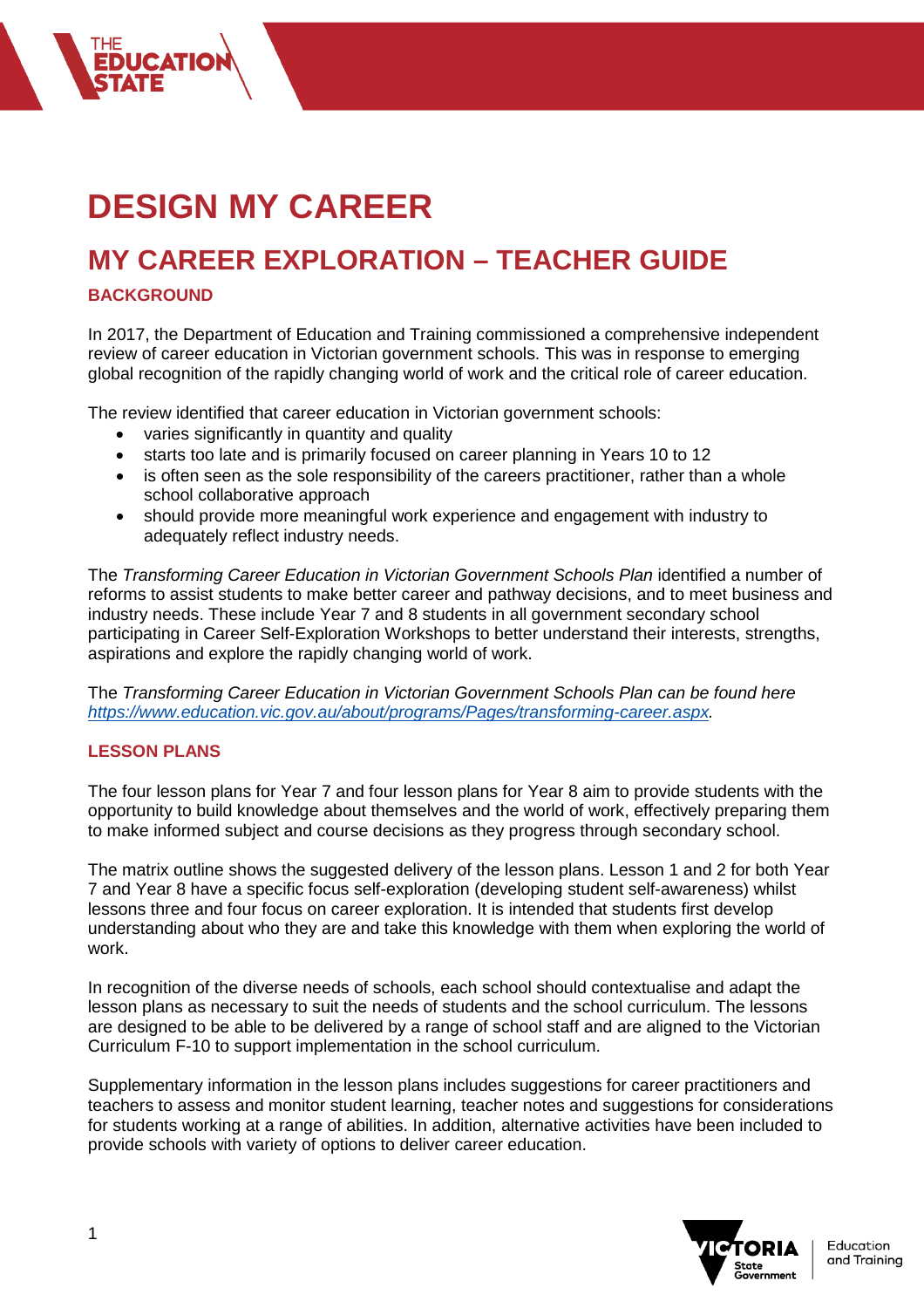# DESIGN MY CAREER

## MY CAREER EXPLORATION – TEACHER GUIDE

### BACKGROUND

In 2017, the Department of Education and Training commissioned a comprehensive independent review of career education in Victorian government schools. This was in response to emerging global recognition of the rapidly changing world of work and the critical role of career education.

The review identified that career education in Victorian government schools:

- varies significantly in quantity and quality
- starts too late and is primarily focused on career planning in Years 10 to 12
- is often seen as the sole responsibility of the careers practitioner, rather than a whole school collaborative approach
- should provide more meaningful work experience and engagement with industry to adequately reflect industry needs.

The *Transforming Career Education in Victorian Government Schools Plan* identified a number of reforms to assist students to make better career and pathway decisions, and to meet business and industry needs. These include Year 7 and 8 students in all government secondary school participating in Career Self-Exploration Workshops to better understand their interests, strengths, aspirations and explore the rapidly changing world of work.

The *Transforming Career Education in Victorian Government Schools Plan can be found here https://www.education.vic.gov.au/about/programs/Pages/transforming-career.aspx.*

### LESSON PLANS

The four lesson plans for Year 7 and four lesson plans for Year 8 aim to provide students with the opportunity to build knowledge about themselves and the world of work, effectively preparing them to make informed subject and course decisions as they progress through secondary school.

The matrix outline shows the suggested delivery of the lesson plans. Lesson 1 and 2 for both Year 7 and Year 8 have a specific focus self-exploration (developing student self-awareness) whilst lessons three and four focus on career exploration. It is intended that students first develop understanding about who they are and take this knowledge with them when exploring the world of work.

In recognition of the diverse needs of schools, each school should contextualise and adapt the lesson plans as necessary to suit the needs of students and the school curriculum. The lessons are designed to be able to be delivered by a range of school staff and are aligned to the Victorian Curriculum F-10 to support implementation in the school curriculum.

Supplementary information in the lesson plans includes suggestions for career practitioners and teachers to assess and monitor student learning, teacher notes and suggestions for considerations for students working at a range of abilities. In addition, alternative activities have been included to provide schools with variety of options to deliver career education.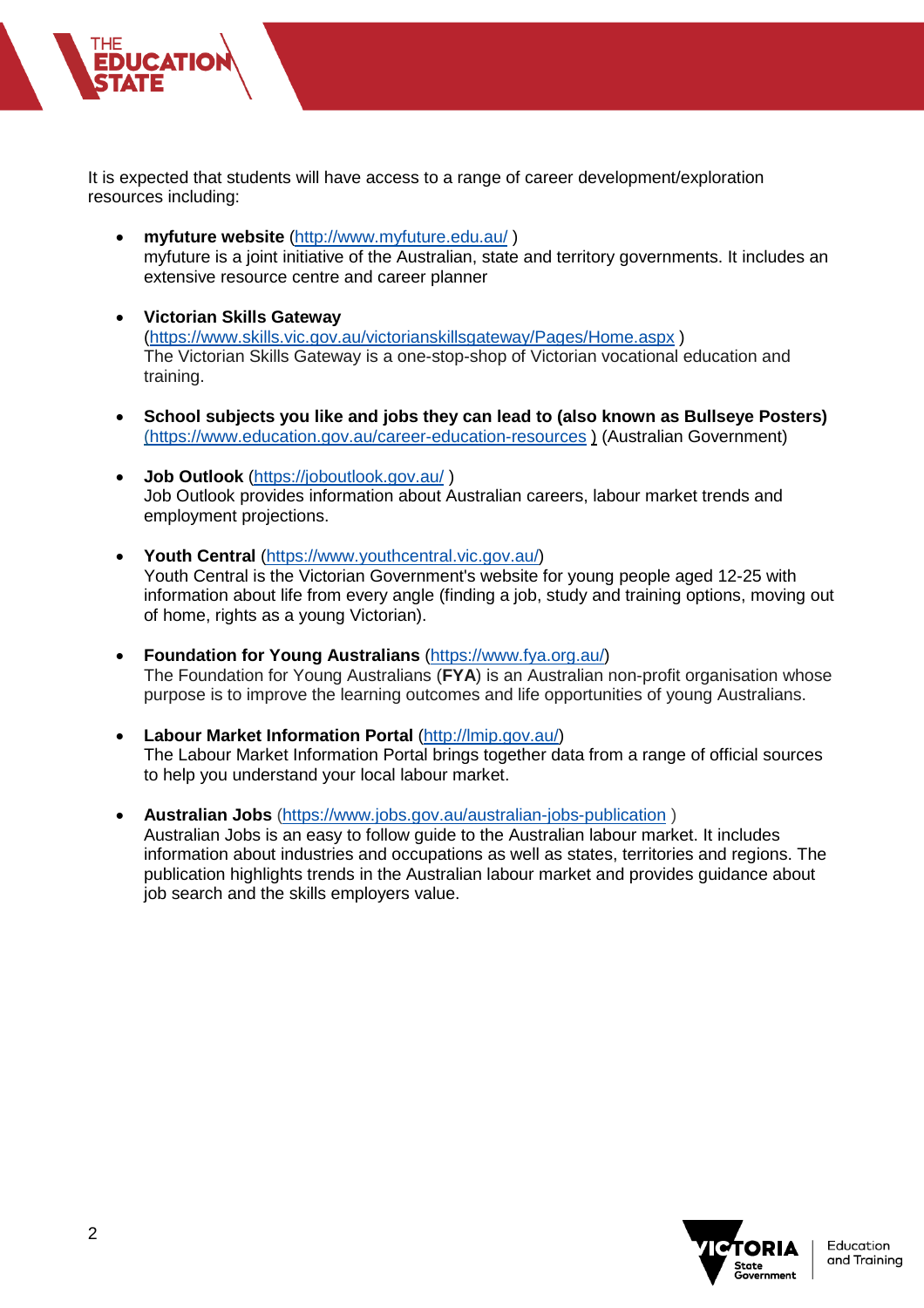It is expected that students will have access to a range of career development/exploration resources including:

- **myfuture website** (http://www.myfuture.edu.au/ )
  myfuture is a joint initiative of the Australian, state and territory governments. It includes an extensive resource centre and career planner

- **Victorian Skills Gateway**
  (https://www.skills.vic.gov.au/victorianskillsgateway/Pages/Home.aspx )
  The Victorian Skills Gateway is a one-stop-shop of Victorian vocational education and training.

- **School subjects you like and jobs they can lead to (also known as Bullseye Posters)** (https://www.education.gov.au/career-education-resources ) (Australian Government)

- **Job Outlook** (https://joboutlook.gov.au/ )
  Job Outlook provides information about Australian careers, labour market trends and employment projections.

- **Youth Central** (https://www.youthcentral.vic.gov.au/)
  Youth Central is the Victorian Government's website for young people aged 12-25 with information about life from every angle (finding a job, study and training options, moving out of home, rights as a young Victorian).

- **Foundation for Young Australians** (https://www.fya.org.au/)
  The Foundation for Young Australians (**FYA**) is an Australian non-profit organisation whose purpose is to improve the learning outcomes and life opportunities of young Australians.

- **Labour Market Information Portal** (http://lmip.gov.au/)
  The Labour Market Information Portal brings together data from a range of official sources to help you understand your local labour market.

- **Australian Jobs** (https://www.jobs.gov.au/australian-jobs-publication )
  Australian Jobs is an easy to follow guide to the Australian labour market. It includes information about industries and occupations as well as states, territories and regions. The publication highlights trends in the Australian labour market and provides guidance about job search and the skills employers value.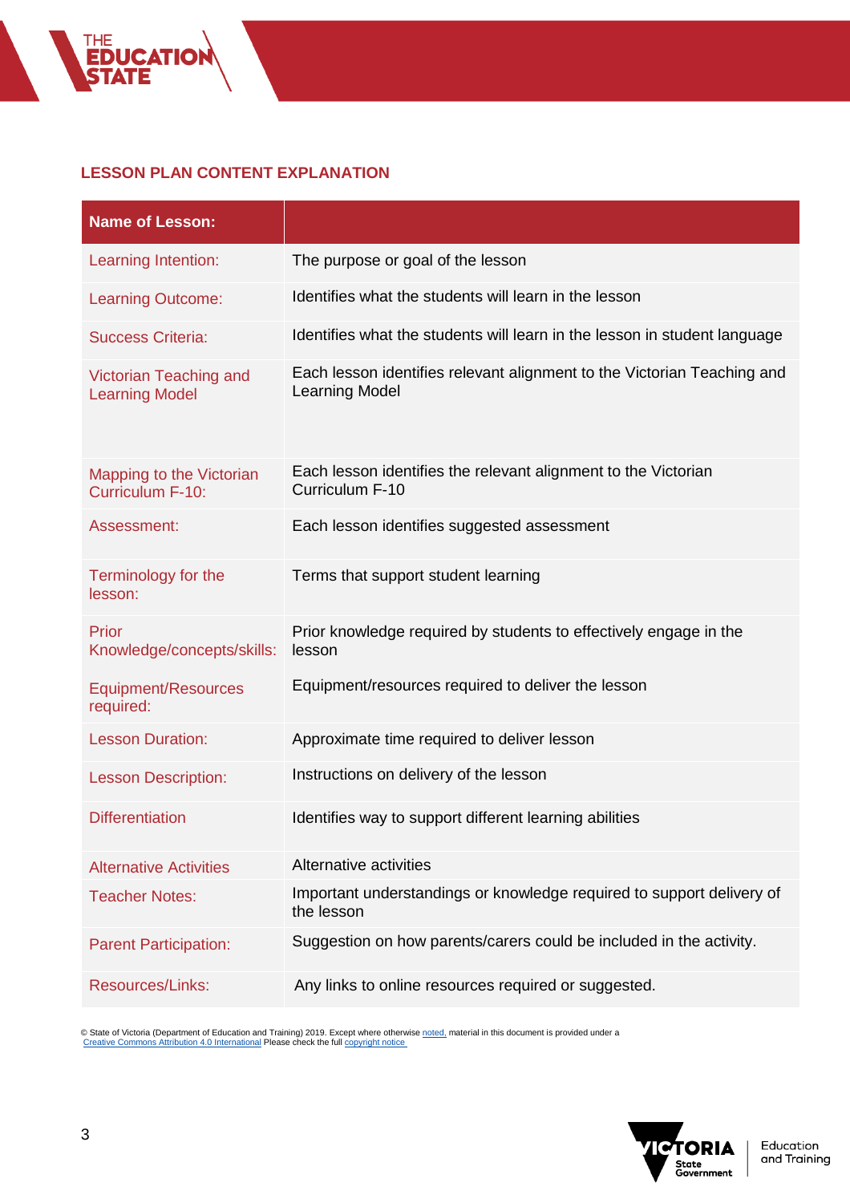## LESSON PLAN CONTENT EXPLANATION

| Name of Lesson: | |
|---|---|
| Learning Intention: | The purpose or goal of the lesson |
| Learning Outcome: | Identifies what the students will learn in the lesson |
| Success Criteria: | Identifies what the students will learn in the lesson in student language |
| Victorian Teaching and Learning Model | Each lesson identifies relevant alignment to the Victorian Teaching and Learning Model |
| Mapping to the Victorian Curriculum F-10: | Each lesson identifies the relevant alignment to the Victorian Curriculum F-10 |
| Assessment: | Each lesson identifies suggested assessment |
| Terminology for the lesson: | Terms that support student learning |
| Prior Knowledge/concepts/skills: | Prior knowledge required by students to effectively engage in the lesson |
| Equipment/Resources required: | Equipment/resources required to deliver the lesson |
| Lesson Duration: | Approximate time required to deliver lesson |
| Lesson Description: | Instructions on delivery of the lesson |
| Differentiation | Identifies way to support different learning abilities |
| Alternative Activities | Alternative activities |
| Teacher Notes: | Important understandings or knowledge required to support delivery of the lesson |
| Parent Participation: | Suggestion on how parents/carers could be included in the activity. |
| Resources/Links: | Any links to online resources required or suggested. |

© State of Victoria (Department of Education and Training) 2019. Except where otherwise noted, material in this document is provided under a Creative Commons Attribution 4.0 International Please check the full copyright notice